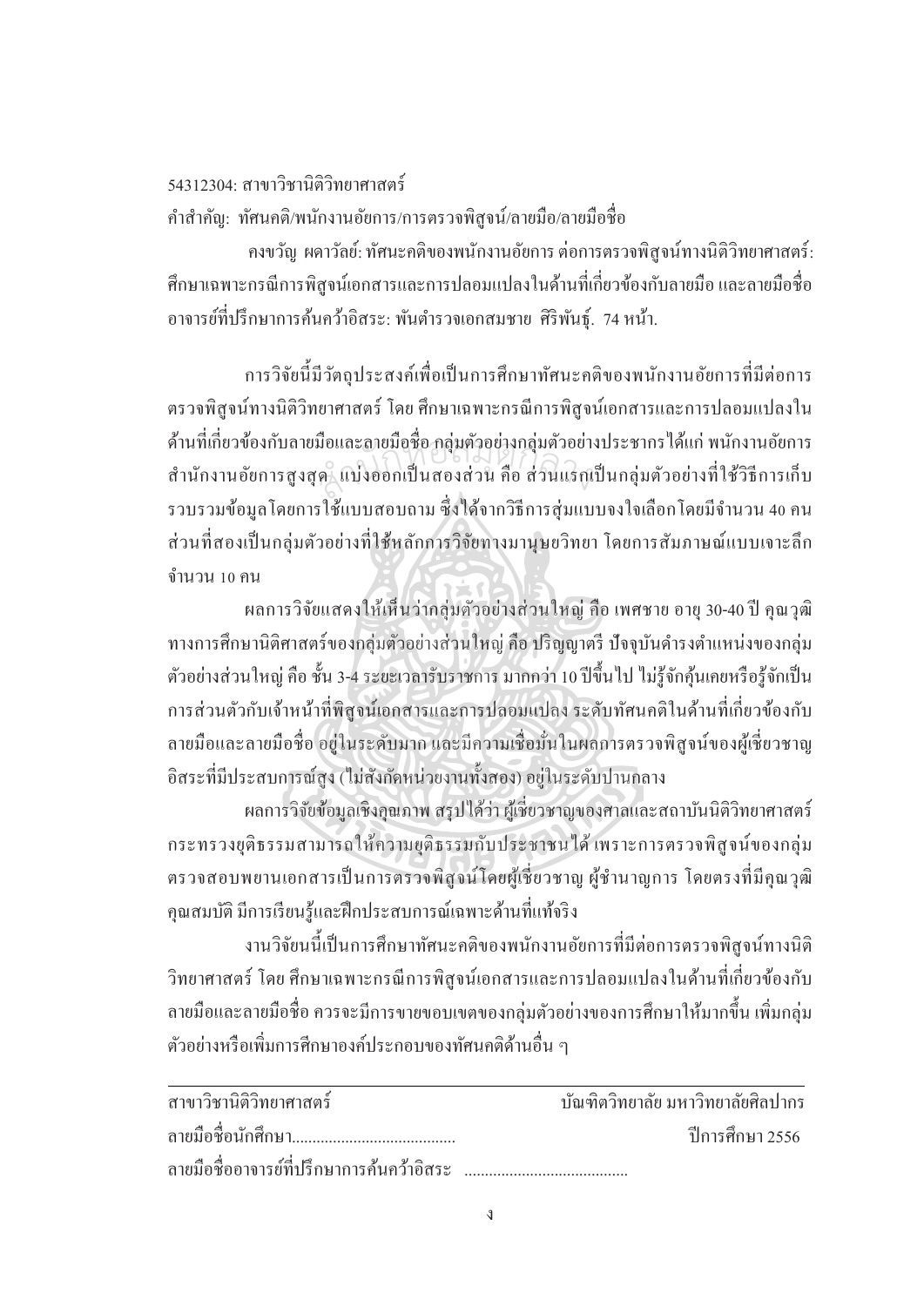54312304: สาขาวิชานิติวิทยาศาสตร์

คำสำคัญ: ทัศนคติ/พนักงานอัยการ/การตรวจพิสูจน์/ลายมือ/ลายมือชื่อ

คงขวัญ ผดาวัลย์: ทัศนะคติของพนักงานอัยการ ต่อการตรวจพิสูจน์ทางนิติวิทยาศาสตร์: ศึกษาเฉพาะกรณีการพิสูจน์เอกสารและการปลอมแปลงในด้านที่เกี่ยวข้องกับลายมือ และลายมือชื่อ อาจารย์ที่ปรึกษาการค้นคว้าอิสระ: พันตำรวจเอกสมชาย ศิริพันธุ์. 74 หน้า.

การวิจัยนี้มีวัตถุประสงค์เพื่อเป็นการศึกษาทัศนะคติของพนักงานอัยการที่มีต่อการตรวจพิสูจน์ทางนิติวิทยาศาสตร์ โดย ศึกษาเฉพาะกรณีการพิสูจน์เอกสารและการปลอมแปลงในด้านที่เกี่ยวข้องกับลายมือและลายมือชื่อ กลุ่มตัวอย่างกลุ่มตัวอย่างประชากรได้แก่ พนักงานอัยการ สำนักงานอัยการสูงสุด แบ่งออกเป็นสองส่วน คือ ส่วนแรกเป็นกลุ่มตัวอย่างที่ใช้วิธีการเก็บรวบรวมข้อมูลโดยการใช้แบบสอบถาม ซึ่งได้จากวิธีการสุ่มแบบจงใจเลือกโดยมีจำนวน 40 คน ส่วนที่สองเป็นกลุ่มตัวอย่างที่ใช้หลักการวิจัยทางมานุษยวิทยา โดยการสัมภาษณ์แบบเจาะลึก จำนวน 10 คน

ผลการวิจัยแสดงให้เห็นว่ากลุ่มตัวอย่างส่วนใหญ่ คือ เพศชาย อายุ 30-40 ปี คุณวุฒิทางการศึกษานิติศาสตร์ของกลุ่มตัวอย่างส่วนใหญ่ คือ ปริญญาตรี ปัจจุบันดำรงตำแหน่งของกลุ่มตัวอย่างส่วนใหญ่ คือ ชั้น 3-4 ระยะเวลารับราชการ มากกว่า 10 ปีขึ้นไป ไม่รู้จักคุ้นเคยหรือรู้จักเป็นการส่วนตัวกับเจ้าหน้าที่พิสูจน์เอกสารและการปลอมแปลง ระดับทัศนคติในด้านที่เกี่ยวข้องกับลายมือและลายมือชื่อ อยู่ในระดับมาก และมีความเชื่อมั่นในผลการตรวจพิสูจน์ของผู้เชี่ยวชาญอิสระที่มีประสบการณ์สูง (ไม่สังกัดหน่วยงานทั้งสอง) อยู่ในระดับปานกลาง

ผลการวิจัยข้อมูลเชิงคุณภาพ สรุปได้ว่า ผู้เชี่ยวชาญของศาลและสถาบันนิติวิทยาศาสตร์ กระทรวงยุติธรรมสามารถให้ความยุติธรรมกับประชาชนได้ เพราะการตรวจพิสูจน์ของกลุ่มตรวจสอบพยานเอกสารเป็นการตรวจพิสูจน์โดยผู้เชี่ยวชาญ ผู้ชำนาญการ โดยตรงที่มีคุณวุฒิ คุณสมบัติ มีการเรียนรู้และฝึกประสบการณ์เฉพาะด้านที่แท้จริง

งานวิจัยนี้เป็นการศึกษาทัศนะคติของพนักงานอัยการที่มีต่อการตรวจพิสูจน์ทางนิติวิทยาศาสตร์ โดย ศึกษาเฉพาะกรณีการพิสูจน์เอกสารและการปลอมแปลงในด้านที่เกี่ยวข้องกับลายมือและลายมือชื่อ ควรจะมีการขยายขอบเขตของกลุ่มตัวอย่างของการศึกษาให้มากขึ้น เพิ่มกลุ่มตัวอย่างหรือเพิ่มการศึกษาองค์ประกอบของทัศนคติด้านอื่น ๆ

---

สาขาวิชานิติวิทยาศาสตร์ บัณฑิตวิทยาลัย มหาวิทยาลัยศิลปากร

ลายมือชื่อนักศึกษา........................................ ปีการศึกษา 2556

ลายมือชื่ออาจารย์ที่ปรึกษาการค้นคว้าอิสระ ........................................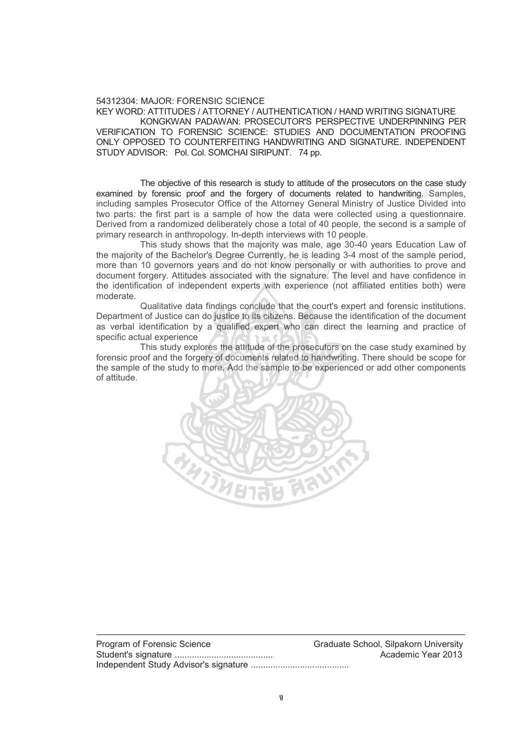54312304: MAJOR: FORENSIC SCIENCE

KEY WORD: ATTITUDES / ATTORNEY / AUTHENTICATION / HAND WRITING SIGNATURE

KONGKWAN PADAWAN: PROSECUTOR'S PERSPECTIVE UNDERPINNING PER VERIFICATION TO FORENSIC SCIENCE: STUDIES AND DOCUMENTATION PROOFING ONLY OPPOSED TO COUNTERFEITING HANDWRITING AND SIGNATURE. INDEPENDENT STUDY ADVISOR: Pol. Col. SOMCHAI SIRIPUNT. 74 pp.

The objective of this research is study to attitude of the prosecutors on the case study examined by forensic proof and the forgery of documents related to handwriting. Samples, including samples Prosecutor Office of the Attorney General Ministry of Justice Divided into two parts: the first part is a sample of how the data were collected using a questionnaire. Derived from a randomized deliberately chose a total of 40 people, the second is a sample of primary research in anthropology. In-depth interviews with 10 people.

This study shows that the majority was male, age 30-40 years Education Law of the majority of the Bachelor's Degree Currently, he is leading 3-4 most of the sample period, more than 10 governors years and do not know personally or with authorities to prove and document forgery. Attitudes associated with the signature. The level and have confidence in the identification of independent experts with experience (not affiliated entities both) were moderate.

Qualitative data findings conclude that the court's expert and forensic institutions. Department of Justice can do justice to its citizens. Because the identification of the document as verbal identification by a qualified expert who can direct the learning and practice of specific actual experience

This study explores the attitude of the prosecutors on the case study examined by forensic proof and the forgery of documents related to handwriting. There should be scope for the sample of the study to more. Add the sample to be experienced or add other components of attitude.

---

Program of Forensic Science Graduate School, Silpakorn University

Student's signature ........................................ Academic Year 2013

Independent Study Advisor's signature ........................................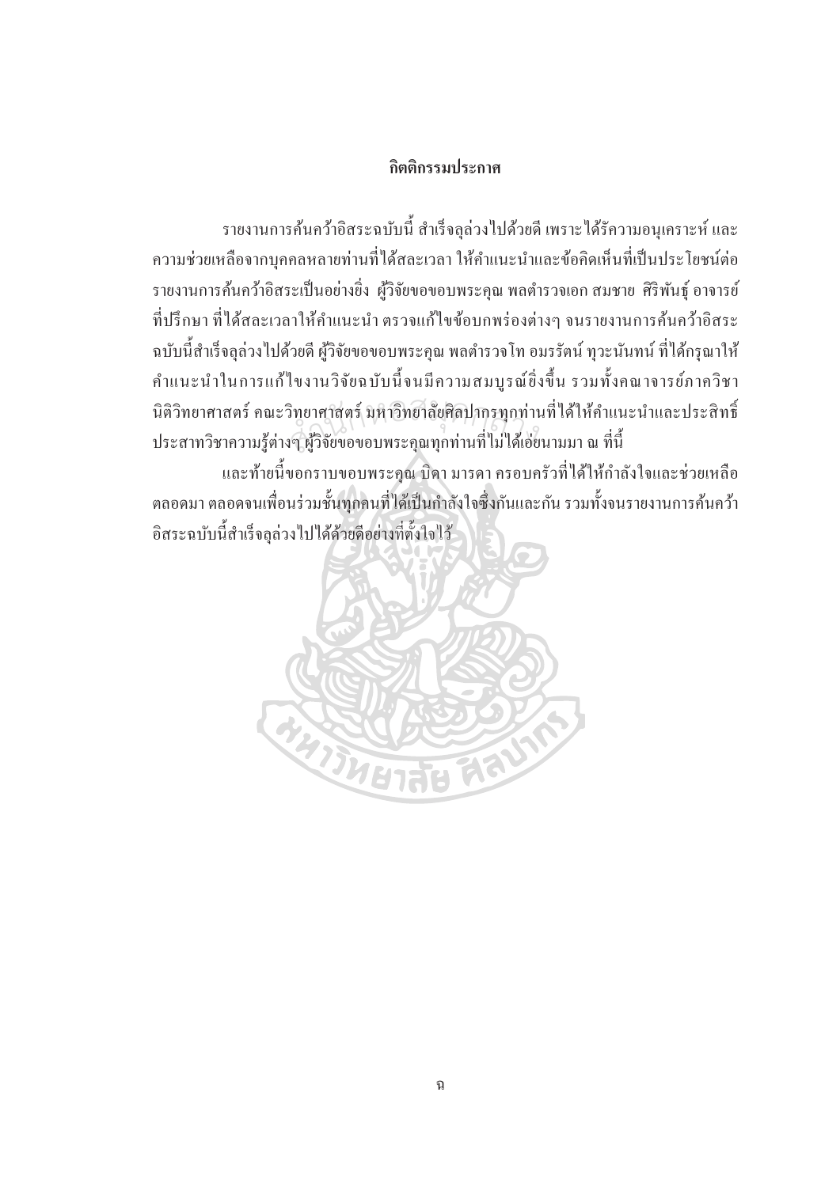**กิตติกรรมประกาศ**

รายงานการค้นคว้าอิสระฉบับนี้ สำเร็จลุล่วงไปด้วยดี เพราะได้รับความอนุเคราะห์ และความช่วยเหลือจากบุคคลหลายท่านที่ได้สละเวลา ให้คำแนะนำและข้อคิดเห็นที่เป็นประโยชน์ต่อรายงานการค้นคว้าอิสระเป็นอย่างยิ่ง ผู้วิจัยขอขอบพระคุณ พลตำรวจเอก สมชาย ศิริพันธุ์ อาจารย์ที่ปรึกษา ที่ได้สละเวลาให้คำแนะนำ ตรวจแก้ไขข้อบกพร่องต่างๆ จนรายงานการค้นคว้าอิสระฉบับนี้สำเร็จลุล่วงไปด้วยดี ผู้วิจัยขอขอบพระคุณ พลตำรวจโท อมรรัตน์ ทุวะนันทน์ ที่ได้กรุณาให้คำแนะนำในการแก้ไขงานวิจัยฉบับนี้จนมีความสมบูรณ์ยิ่งขึ้น รวมทั้งคณาจารย์ภาควิชานิติวิทยาศาสตร์ คณะวิทยาศาสตร์ มหาวิทยาลัยศิลปากรทุกท่านที่ได้ให้คำแนะนำและประสิทธิ์ประสาทวิชาความรู้ต่างๆ ผู้วิจัยขอขอบพระคุณทุกท่านที่ไม่ได้เอ่ยนามมา ณ ที่นี้

และท้ายนี้ขอกราบขอบพระคุณ บิดา มารดา ครอบครัวที่ได้ให้กำลังใจและช่วยเหลือตลอดมา ตลอดจนเพื่อนร่วมชั้นทุกคนที่ได้เป็นกำลังใจซึ่งกันและกัน รวมทั้งจนรายงานการค้นคว้าอิสระฉบับนี้สำเร็จลุล่วงไปได้ด้วยดีอย่างที่ตั้งใจไว้